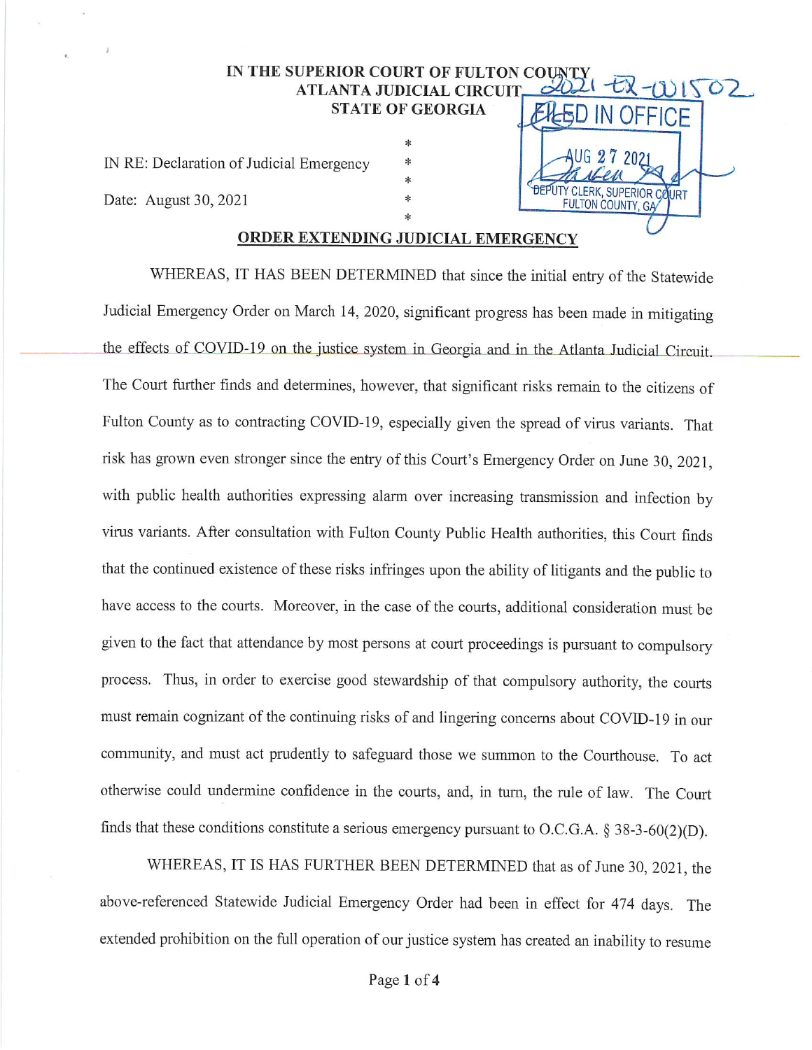IN THE SUPERIOR COURT OF FULTON COUNTY
ATLANTA JUDICIAL CIRCUIT
STATE OF GEORGIA

2021-EX-001502

FILED IN OFFICE
AUG 27 2021
DEPUTY CLERK, SUPERIOR COURT
FULTON COUNTY, GA

IN RE: Declaration of Judicial Emergency *
*
Date: August 30, 2021 *

## ORDER EXTENDING JUDICIAL EMERGENCY

WHEREAS, IT HAS BEEN DETERMINED that since the initial entry of the Statewide Judicial Emergency Order on March 14, 2020, significant progress has been made in mitigating the effects of COVID-19 on the justice system in Georgia and in the Atlanta Judicial Circuit. The Court further finds and determines, however, that significant risks remain to the citizens of Fulton County as to contracting COVID-19, especially given the spread of virus variants. That risk has grown even stronger since the entry of this Court's Emergency Order on June 30, 2021, with public health authorities expressing alarm over increasing transmission and infection by virus variants. After consultation with Fulton County Public Health authorities, this Court finds that the continued existence of these risks infringes upon the ability of litigants and the public to have access to the courts. Moreover, in the case of the courts, additional consideration must be given to the fact that attendance by most persons at court proceedings is pursuant to compulsory process. Thus, in order to exercise good stewardship of that compulsory authority, the courts must remain cognizant of the continuing risks of and lingering concerns about COVID-19 in our community, and must act prudently to safeguard those we summon to the Courthouse. To act otherwise could undermine confidence in the courts, and, in turn, the rule of law. The Court finds that these conditions constitute a serious emergency pursuant to O.C.G.A. § 38-3-60(2)(D).

WHEREAS, IT IS HAS FURTHER BEEN DETERMINED that as of June 30, 2021, the above-referenced Statewide Judicial Emergency Order had been in effect for 474 days. The extended prohibition on the full operation of our justice system has created an inability to resume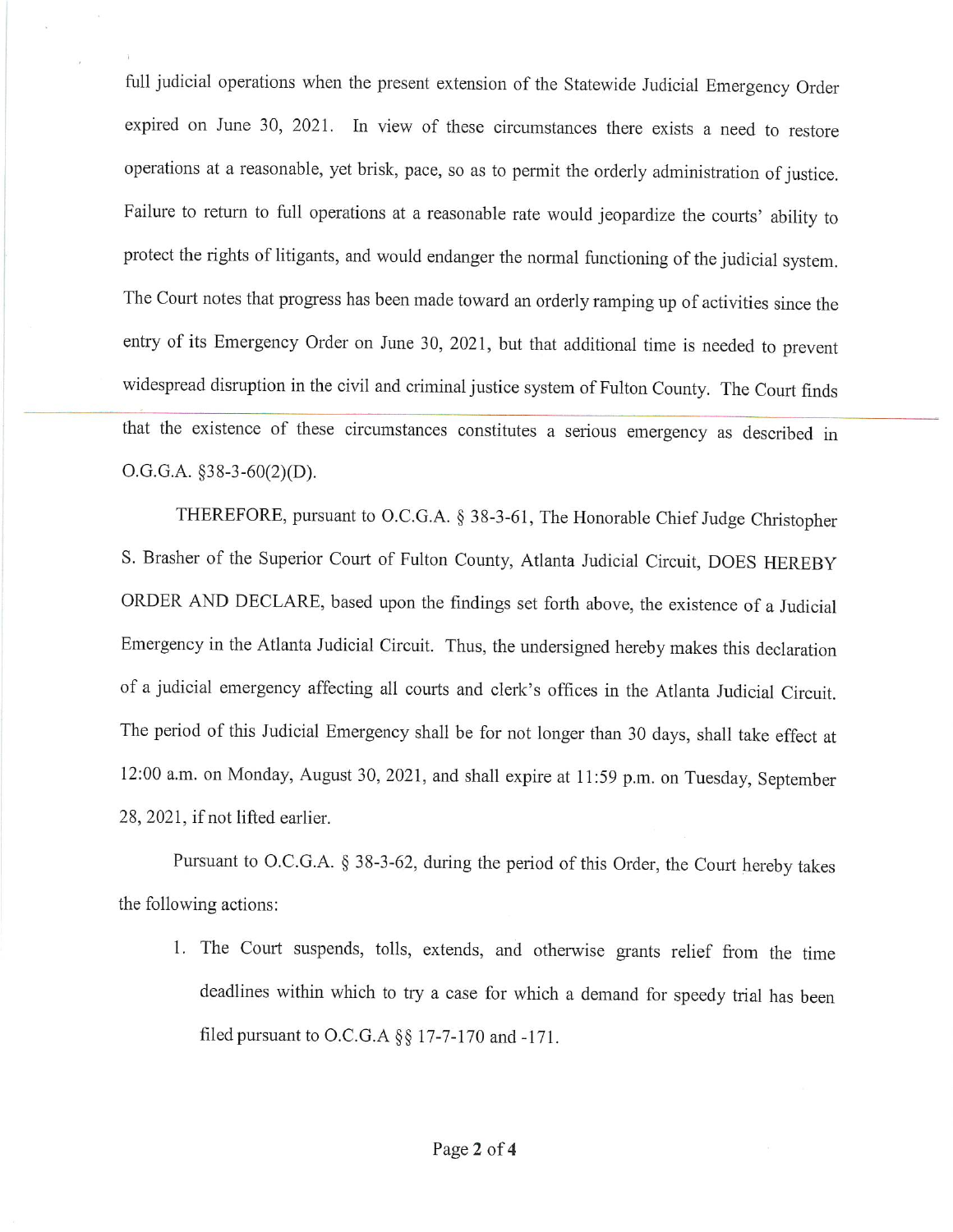full judicial operations when the present extension of the Statewide Judicial Emergency Order expired on June 30, 2021. In view of these circumstances there exists a need to restore operations at a reasonable, yet brisk, pace, so as to permit the orderly administration of justice. Failure to return to full operations at a reasonable rate would jeopardize the courts' ability to protect the rights of litigants, and would endanger the normal functioning of the judicial system. The Court notes that progress has been made toward an orderly ramping up of activities since the entry of its Emergency Order on June 30, 2021, but that additional time is needed to prevent widespread disruption in the civil and criminal justice system of Fulton County. The Court finds that the existence of these circumstances constitutes a serious emergency as described in O.G.G.A. §38-3-60(2)(D).

THEREFORE, pursuant to O.C.G.A. § 38-3-61, The Honorable Chief Judge Christopher S. Brasher of the Superior Court of Fulton County, Atlanta Judicial Circuit, DOES HEREBY ORDER AND DECLARE, based upon the findings set forth above, the existence of a Judicial Emergency in the Atlanta Judicial Circuit. Thus, the undersigned hereby makes this declaration of a judicial emergency affecting all courts and clerk's offices in the Atlanta Judicial Circuit. The period of this Judicial Emergency shall be for not longer than 30 days, shall take effect at 12:00 a.m. on Monday, August 30, 2021, and shall expire at 11:59 p.m. on Tuesday, September 28, 2021, if not lifted earlier.

Pursuant to O.C.G.A. § 38-3-62, during the period of this Order, the Court hereby takes the following actions:

1. The Court suspends, tolls, extends, and otherwise grants relief from the time deadlines within which to try a case for which a demand for speedy trial has been filed pursuant to O.C.G.A §§ 17-7-170 and -171.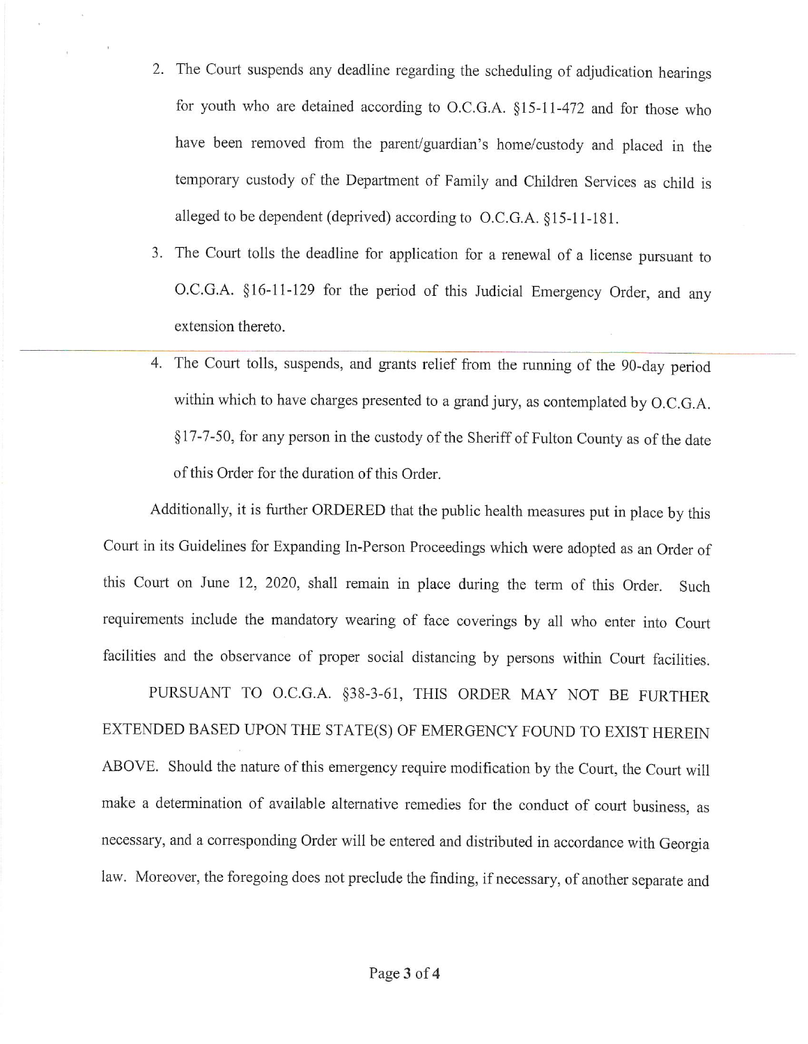2. The Court suspends any deadline regarding the scheduling of adjudication hearings for youth who are detained according to O.C.G.A. §15-11-472 and for those who have been removed from the parent/guardian's home/custody and placed in the temporary custody of the Department of Family and Children Services as child is alleged to be dependent (deprived) according to O.C.G.A. §15-11-181.
3. The Court tolls the deadline for application for a renewal of a license pursuant to O.C.G.A. §16-11-129 for the period of this Judicial Emergency Order, and any extension thereto.
4. The Court tolls, suspends, and grants relief from the running of the 90-day period within which to have charges presented to a grand jury, as contemplated by O.C.G.A. §17-7-50, for any person in the custody of the Sheriff of Fulton County as of the date of this Order for the duration of this Order.

Additionally, it is further ORDERED that the public health measures put in place by this Court in its Guidelines for Expanding In-Person Proceedings which were adopted as an Order of this Court on June 12, 2020, shall remain in place during the term of this Order. Such requirements include the mandatory wearing of face coverings by all who enter into Court facilities and the observance of proper social distancing by persons within Court facilities.

PURSUANT TO O.C.G.A. §38-3-61, THIS ORDER MAY NOT BE FURTHER EXTENDED BASED UPON THE STATE(S) OF EMERGENCY FOUND TO EXIST HEREIN ABOVE. Should the nature of this emergency require modification by the Court, the Court will make a determination of available alternative remedies for the conduct of court business, as necessary, and a corresponding Order will be entered and distributed in accordance with Georgia law. Moreover, the foregoing does not preclude the finding, if necessary, of another separate and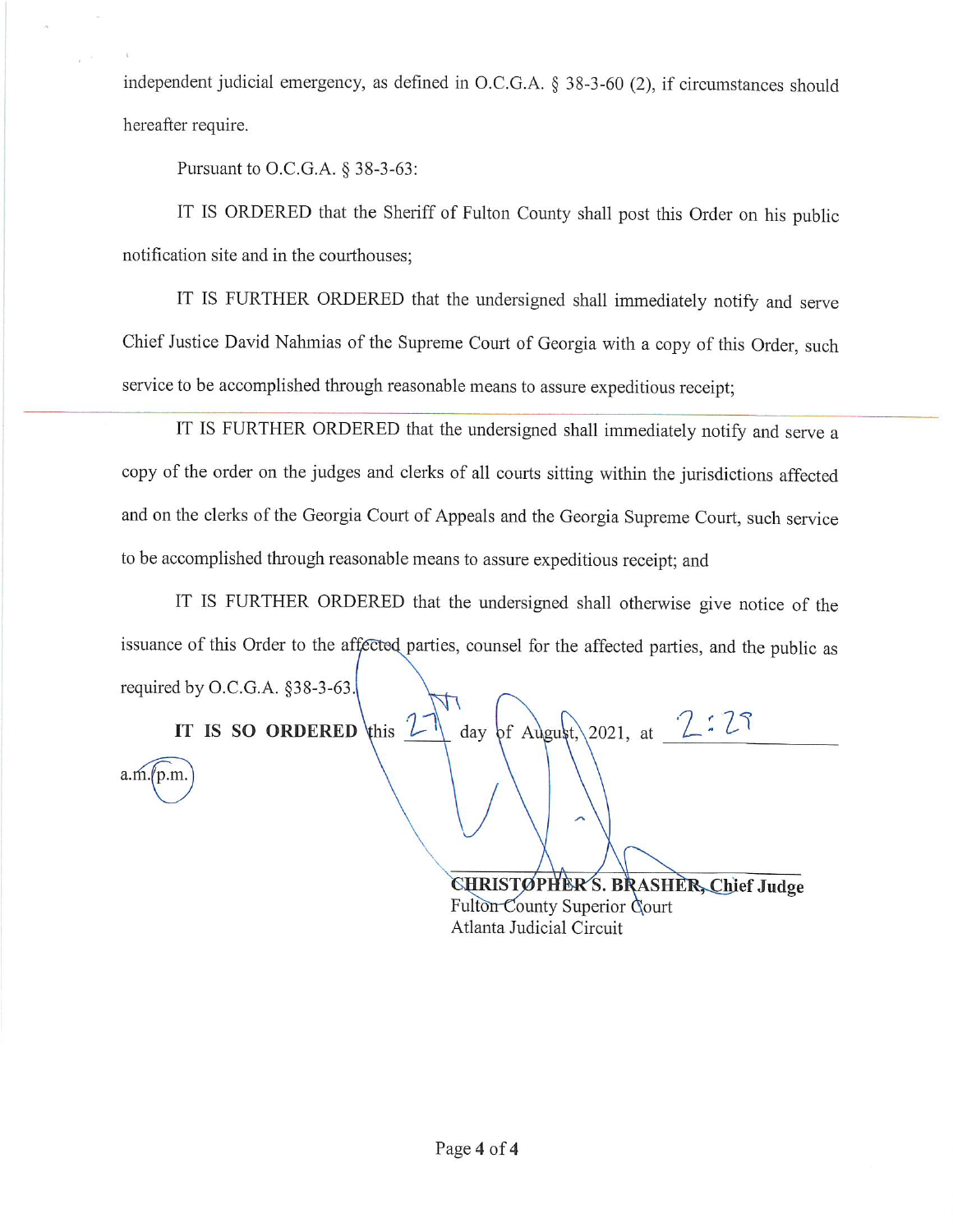independent judicial emergency, as defined in O.C.G.A. § 38-3-60 (2), if circumstances should hereafter require.

Pursuant to O.C.G.A. § 38-3-63:

IT IS ORDERED that the Sheriff of Fulton County shall post this Order on his public notification site and in the courthouses;

IT IS FURTHER ORDERED that the undersigned shall immediately notify and serve Chief Justice David Nahmias of the Supreme Court of Georgia with a copy of this Order, such service to be accomplished through reasonable means to assure expeditious receipt;

IT IS FURTHER ORDERED that the undersigned shall immediately notify and serve a copy of the order on the judges and clerks of all courts sitting within the jurisdictions affected and on the clerks of the Georgia Court of Appeals and the Georgia Supreme Court, such service to be accomplished through reasonable means to assure expeditious receipt; and

IT IS FURTHER ORDERED that the undersigned shall otherwise give notice of the issuance of this Order to the affected parties, counsel for the affected parties, and the public as required by O.C.G.A. §38-3-63.

**IT IS SO ORDERED** this 27th day of August, 2021, at 2:29 a.m./p.m. (p.m. circled)

**CHRISTOPHER S. BRASHER, Chief Judge**
Fulton County Superior Court
Atlanta Judicial Circuit